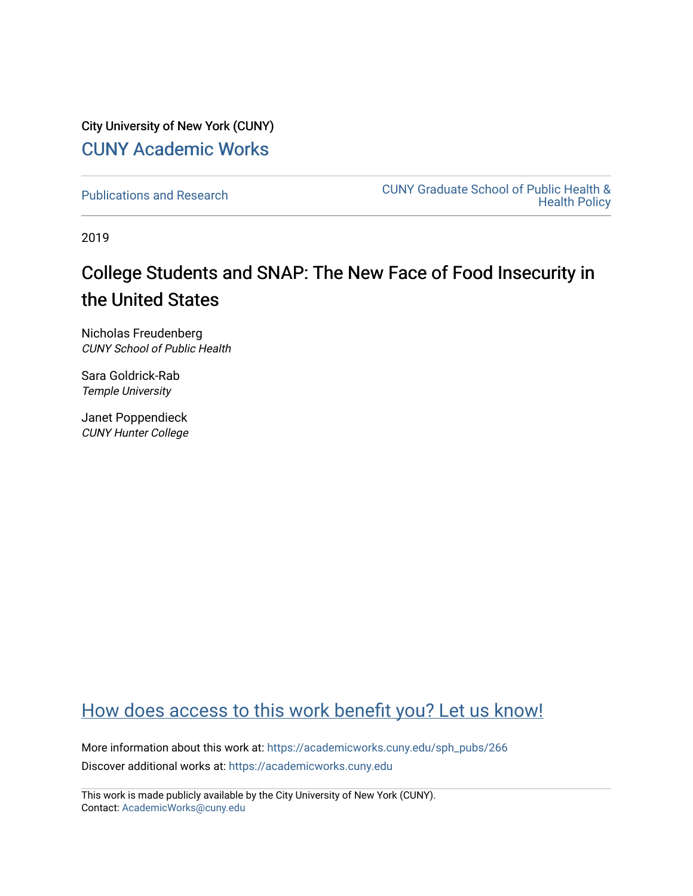City University of New York (CUNY)

[CUNY Academic Works](https://academicworks.cuny.edu)

Publications and Research | CUNY Graduate School of Public Health & Health Policy

2019

# College Students and SNAP: The New Face of Food Insecurity in the United States

Nicholas Freudenberg
*CUNY School of Public Health*

Sara Goldrick-Rab
*Temple University*

Janet Poppendieck
*CUNY Hunter College*

How does access to this work benefit you? Let us know!

More information about this work at: https://academicworks.cuny.edu/sph_pubs/266

Discover additional works at: https://academicworks.cuny.edu

This work is made publicly available by the City University of New York (CUNY).
Contact: AcademicWorks@cuny.edu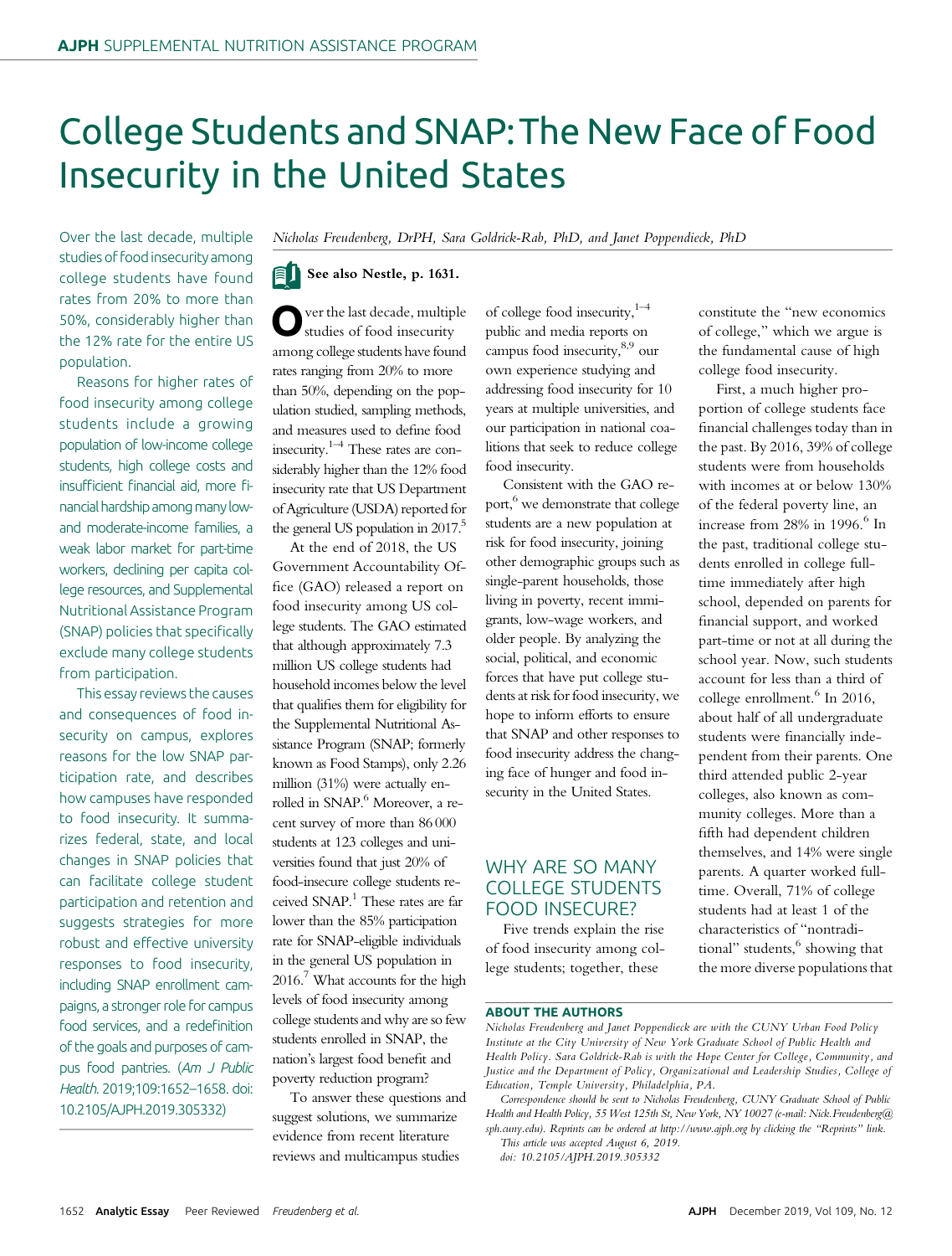# College Students and SNAP: The New Face of Food Insecurity in the United States

Over the last decade, multiple studies of food insecurity among college students have found rates from 20% to more than 50%, considerably higher than the 12% rate for the entire US population.

Reasons for higher rates of food insecurity among college students include a growing population of low-income college students, high college costs and insufficient financial aid, more financial hardship among many low- and moderate-income families, a weak labor market for part-time workers, declining per capita college resources, and Supplemental Nutritional Assistance Program (SNAP) policies that specifically exclude many college students from participation.

This essay reviews the causes and consequences of food insecurity on campus, explores reasons for the low SNAP participation rate, and describes how campuses have responded to food insecurity. It summarizes federal, state, and local changes in SNAP policies that can facilitate college student participation and retention and suggests strategies for more robust and effective university responses to food insecurity, including SNAP enrollment campaigns, a stronger role for campus food services, and a redefinition of the goals and purposes of campus food pantries. (*Am J Public Health*. 2019;109:1652–1658. doi: 10.2105/AJPH.2019.305332)

*Nicholas Freudenberg, DrPH, Sara Goldrick-Rab, PhD, and Janet Poppendieck, PhD*

**See also Nestle, p. 1631.**

Over the last decade, multiple studies of food insecurity among college students have found rates ranging from 20% to more than 50%, depending on the population studied, sampling methods, and measures used to define food insecurity.[1–4] These rates are considerably higher than the 12% food insecurity rate that US Department of Agriculture (USDA) reported for the general US population in 2017.[5]

At the end of 2018, the US Government Accountability Office (GAO) released a report on food insecurity among US college students. The GAO estimated that although approximately 7.3 million US college students had household incomes below the level that qualifies them for eligibility for the Supplemental Nutritional Assistance Program (SNAP; formerly known as Food Stamps), only 2.26 million (31%) were actually enrolled in SNAP.[6] Moreover, a recent survey of more than 86 000 students at 123 colleges and universities found that just 20% of food-insecure college students received SNAP.[1] These rates are far lower than the 85% participation rate for SNAP-eligible individuals in the general US population in 2016.[7] What accounts for the high levels of food insecurity among college students and why are so few students enrolled in SNAP, the nation's largest food benefit and poverty reduction program?

To answer these questions and suggest solutions, we summarize evidence from recent literature reviews and multicampus studies of college food insecurity,[1–4] public and media reports on campus food insecurity,[8,9] our own experience studying and addressing food insecurity for 10 years at multiple universities, and our participation in national coalitions that seek to reduce college food insecurity.

Consistent with the GAO report,[6] we demonstrate that college students are a new population at risk for food insecurity, joining other demographic groups such as single-parent households, those living in poverty, recent immigrants, low-wage workers, and older people. By analyzing the social, political, and economic forces that have put college students at risk for food insecurity, we hope to inform efforts to ensure that SNAP and other responses to food insecurity address the changing face of hunger and food insecurity in the United States.

## WHY ARE SO MANY COLLEGE STUDENTS FOOD INSECURE?

Five trends explain the rise of food insecurity among college students; together, these constitute the "new economics of college," which we argue is the fundamental cause of high college food insecurity.

First, a much higher proportion of college students face financial challenges today than in the past. By 2016, 39% of college students were from households with incomes at or below 130% of the federal poverty line, an increase from 28% in 1996.[6] In the past, traditional college students enrolled in college full-time immediately after high school, depended on parents for financial support, and worked part-time or not at all during the school year. Now, such students account for less than a third of college enrollment.[6] In 2016, about half of all undergraduate students were financially independent from their parents. One third attended public 2-year colleges, also known as community colleges. More than a fifth had dependent children themselves, and 14% were single parents. A quarter worked full-time. Overall, 71% of college students had at least 1 of the characteristics of "nontraditional" students,[6] showing that the more diverse populations that

### ABOUT THE AUTHORS

*Nicholas Freudenberg and Janet Poppendieck are with the CUNY Urban Food Policy Institute at the City University of New York Graduate School of Public Health and Health Policy. Sara Goldrick-Rab is with the Hope Center for College, Community, and Justice and the Department of Policy, Organizational and Leadership Studies, College of Education, Temple University, Philadelphia, PA.*

*Correspondence should be sent to Nicholas Freudenberg, CUNY Graduate School of Public Health and Health Policy, 55 West 125th St, New York, NY 10027 (e-mail: Nick.Freudenberg@sph.cuny.edu). Reprints can be ordered at http://www.ajph.org by clicking the "Reprints" link.*

*This article was accepted August 6, 2019.*

*doi: 10.2105/AJPH.2019.305332*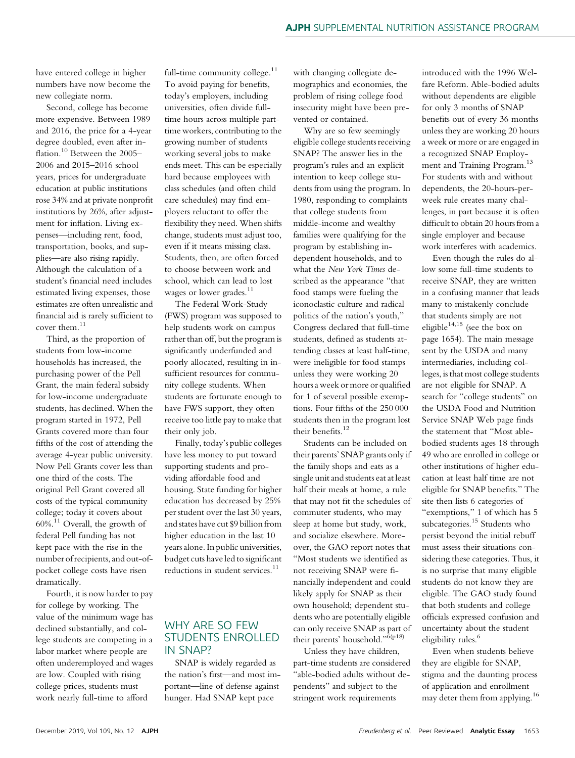have entered college in higher numbers have now become the new collegiate norm.

Second, college has become more expensive. Between 1989 and 2016, the price for a 4-year degree doubled, even after inflation.[10] Between the 2005–2006 and 2015–2016 school years, prices for undergraduate education at public institutions rose 34% and at private nonprofit institutions by 26%, after adjustment for inflation. Living expenses—including rent, food, transportation, books, and supplies—are also rising rapidly. Although the calculation of a student's financial need includes estimated living expenses, those estimates are often unrealistic and financial aid is rarely sufficient to cover them.[11]

Third, as the proportion of students from low-income households has increased, the purchasing power of the Pell Grant, the main federal subsidy for low-income undergraduate students, has declined. When the program started in 1972, Pell Grants covered more than four fifths of the cost of attending the average 4-year public university. Now Pell Grants cover less than one third of the costs. The original Pell Grant covered all costs of the typical community college; today it covers about 60%.[11] Overall, the growth of federal Pell funding has not kept pace with the rise in the number of recipients, and out-of-pocket college costs have risen dramatically.

Fourth, it is now harder to pay for college by working. The value of the minimum wage has declined substantially, and college students are competing in a labor market where people are often underemployed and wages are low. Coupled with rising college prices, students must work nearly full-time to afford full-time community college.[11] To avoid paying for benefits, today's employers, including universities, often divide full-time hours across multiple part-time workers, contributing to the growing number of students working several jobs to make ends meet. This can be especially hard because employees with class schedules (and often child care schedules) may find employers reluctant to offer the flexibility they need. When shifts change, students must adjust too, even if it means missing class. Students, then, are often forced to choose between work and school, which can lead to lost wages or lower grades.[11]

The Federal Work-Study (FWS) program was supposed to help students work on campus rather than off, but the program is significantly underfunded and poorly allocated, resulting in insufficient resources for community college students. When students are fortunate enough to have FWS support, they often receive too little pay to make that their only job.

Finally, today's public colleges have less money to put toward supporting students and providing affordable food and housing. State funding for higher education has decreased by 25% per student over the last 30 years, and states have cut $9 billion from higher education in the last 10 years alone. In public universities, budget cuts have led to significant reductions in student services.[11]

## WHY ARE SO FEW STUDENTS ENROLLED IN SNAP?

SNAP is widely regarded as the nation's first—and most important—line of defense against hunger. Had SNAP kept pace with changing collegiate demographics and economies, the problem of rising college food insecurity might have been prevented or contained.

Why are so few seemingly eligible college students receiving SNAP? The answer lies in the program's rules and an explicit intention to keep college students from using the program. In 1980, responding to complaints that college students from middle-income and wealthy families were qualifying for the program by establishing independent households, and to what the *New York Times* described as the appearance "that food stamps were fueling the iconoclastic culture and radical politics of the nation's youth," Congress declared that full-time students, defined as students attending classes at least half-time, were ineligible for food stamps unless they were working 20 hours a week or more or qualified for 1 of several possible exemptions. Four fifths of the 250 000 students then in the program lost their benefits.[12]

Students can be included on their parents' SNAP grants only if the family shops and eats as a single unit and students eat at least half their meals at home, a rule that may not fit the schedules of commuter students, who may sleep at home but study, work, and socialize elsewhere. Moreover, the GAO report notes that "Most students we identified as not receiving SNAP were financially independent and could likely apply for SNAP as their own household; dependent students who are potentially eligible can only receive SNAP as part of their parents' household."[6(p18)]

Unless they have children, part-time students are considered "able-bodied adults without dependents" and subject to the stringent work requirements introduced with the 1996 Welfare Reform. Able-bodied adults without dependents are eligible for only 3 months of SNAP benefits out of every 36 months unless they are working 20 hours a week or more or are engaged in a recognized SNAP Employment and Training Program.[13] For students with and without dependents, the 20-hours-per-week rule creates many challenges, in part because it is often difficult to obtain 20 hours from a single employer and because work interferes with academics.

Even though the rules do allow some full-time students to receive SNAP, they are written in a confusing manner that leads many to mistakenly conclude that students simply are not eligible[14,15] (see the box on page 1654). The main message sent by the USDA and many intermediaries, including colleges, is that most college students are not eligible for SNAP. A search for "college students" on the USDA Food and Nutrition Service SNAP Web page finds the statement that "Most able-bodied students ages 18 through 49 who are enrolled in college or other institutions of higher education at least half time are not eligible for SNAP benefits." The site then lists 6 categories of "exemptions," 1 of which has 5 subcategories.[15] Students who persist beyond the initial rebuff must assess their situations considering these categories. Thus, it is no surprise that many eligible students do not know they are eligible. The GAO study found that both students and college officials expressed confusion and uncertainty about the student eligibility rules.[6]

Even when students believe they are eligible for SNAP, stigma and the daunting process of application and enrollment may deter them from applying.[16]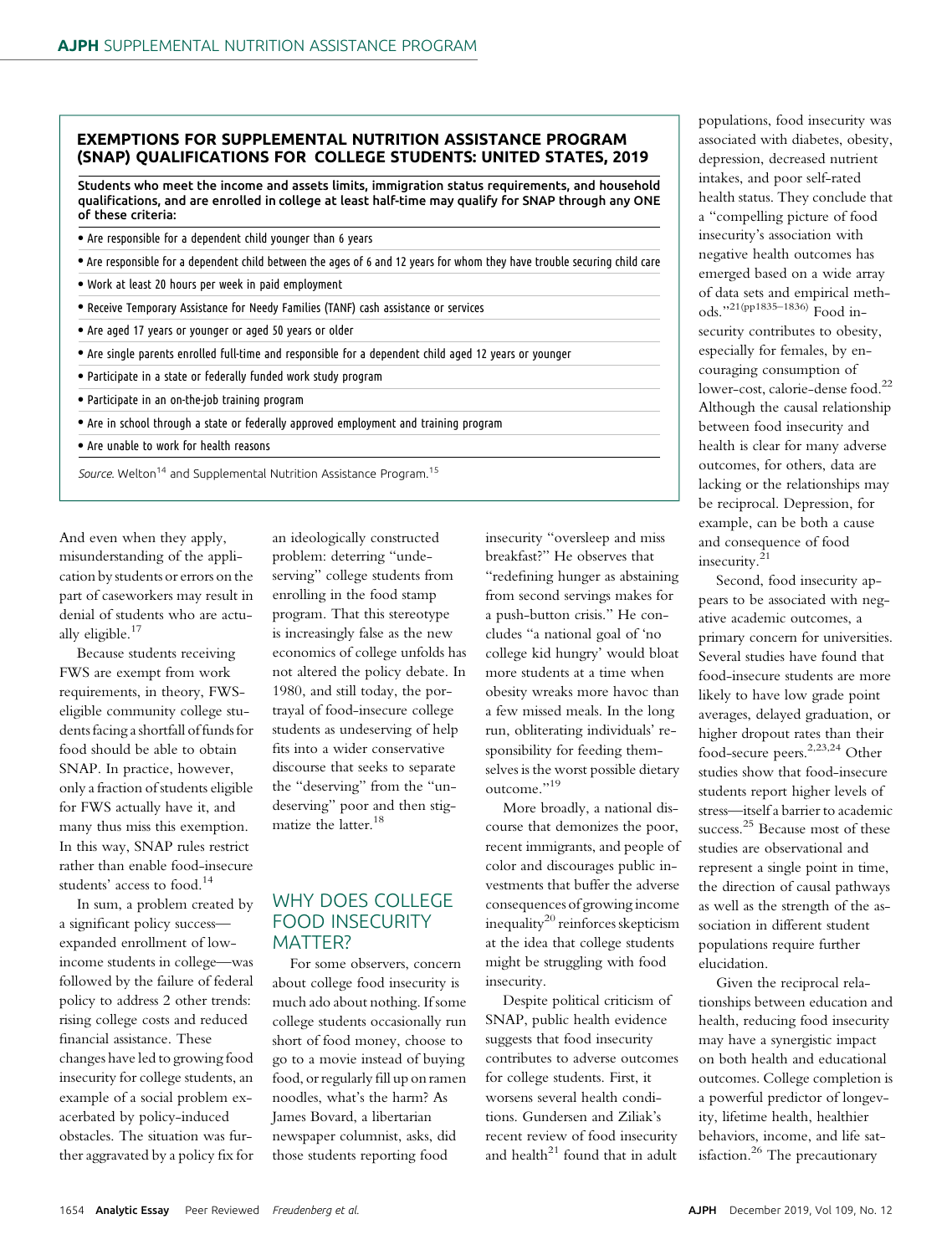### EXEMPTIONS FOR SUPPLEMENTAL NUTRITION ASSISTANCE PROGRAM (SNAP) QUALIFICATIONS FOR COLLEGE STUDENTS: UNITED STATES, 2019

**Students who meet the income and assets limits, immigration status requirements, and household qualifications, and are enrolled in college at least half-time may qualify for SNAP through any ONE of these criteria:**

- Are responsible for a dependent child younger than 6 years
- Are responsible for a dependent child between the ages of 6 and 12 years for whom they have trouble securing child care
- Work at least 20 hours per week in paid employment
- Receive Temporary Assistance for Needy Families (TANF) cash assistance or services
- Are aged 17 years or younger or aged 50 years or older
- Are single parents enrolled full-time and responsible for a dependent child aged 12 years or younger
- Participate in a state or federally funded work study program
- Participate in an on-the-job training program
- Are in school through a state or federally approved employment and training program
- Are unable to work for health reasons

*Source.* Welton[14] and Supplemental Nutrition Assistance Program.[15]

And even when they apply, misunderstanding of the application by students or errors on the part of caseworkers may result in denial of students who are actually eligible.[17]

Because students receiving FWS are exempt from work requirements, in theory, FWS-eligible community college students facing a shortfall of funds for food should be able to obtain SNAP. In practice, however, only a fraction of students eligible for FWS actually have it, and many thus miss this exemption. In this way, SNAP rules restrict rather than enable food-insecure students' access to food.[14]

In sum, a problem created by a significant policy success—expanded enrollment of low-income students in college—was followed by the failure of federal policy to address 2 other trends: rising college costs and reduced financial assistance. These changes have led to growing food insecurity for college students, an example of a social problem exacerbated by policy-induced obstacles. The situation was further aggravated by a policy fix for an ideologically constructed problem: deterring "undeserving" college students from enrolling in the food stamp program. That this stereotype is increasingly false as the new economics of college unfolds has not altered the policy debate. In 1980, and still today, the portrayal of food-insecure college students as undeserving of help fits into a wider conservative discourse that seeks to separate the "deserving" from the "undeserving" poor and then stigmatize the latter.[18]

## WHY DOES COLLEGE FOOD INSECURITY MATTER?

For some observers, concern about college food insecurity is much ado about nothing. If some college students occasionally run short of food money, choose to go to a movie instead of buying food, or regularly fill up on ramen noodles, what's the harm? As James Bovard, a libertarian newspaper columnist, asks, did those students reporting food insecurity "oversleep and miss breakfast?" He observes that "redefining hunger as abstaining from second servings makes for a push-button crisis." He concludes "a national goal of 'no college kid hungry' would bloat more students at a time when obesity wreaks more havoc than a few missed meals. In the long run, obliterating individuals' responsibility for feeding themselves is the worst possible dietary outcome."[19]

More broadly, a national discourse that demonizes the poor, recent immigrants, and people of color and discourages public investments that buffer the adverse consequences of growing income inequality[20] reinforces skepticism at the idea that college students might be struggling with food insecurity.

Despite political criticism of SNAP, public health evidence suggests that food insecurity contributes to adverse outcomes for college students. First, it worsens several health conditions. Gundersen and Ziliak's recent review of food insecurity and health[21] found that in adult populations, food insecurity was associated with diabetes, obesity, depression, decreased nutrient intakes, and poor self-rated health status. They conclude that a "compelling picture of food insecurity's association with negative health outcomes has emerged based on a wide array of data sets and empirical methods."[21(pp1835–1836)] Food insecurity contributes to obesity, especially for females, by encouraging consumption of lower-cost, calorie-dense food.[22] Although the causal relationship between food insecurity and health is clear for many adverse outcomes, for others, data are lacking or the relationships may be reciprocal. Depression, for example, can be both a cause and consequence of food insecurity.[21]

Second, food insecurity appears to be associated with negative academic outcomes, a primary concern for universities. Several studies have found that food-insecure students are more likely to have low grade point averages, delayed graduation, or higher dropout rates than their food-secure peers.[2,23,24] Other studies show that food-insecure students report higher levels of stress—itself a barrier to academic success.[25] Because most of these studies are observational and represent a single point in time, the direction of causal pathways as well as the strength of the association in different student populations require further elucidation.

Given the reciprocal relationships between education and health, reducing food insecurity may have a synergistic impact on both health and educational outcomes. College completion is a powerful predictor of longevity, lifetime health, healthier behaviors, income, and life satisfaction.[26] The precautionary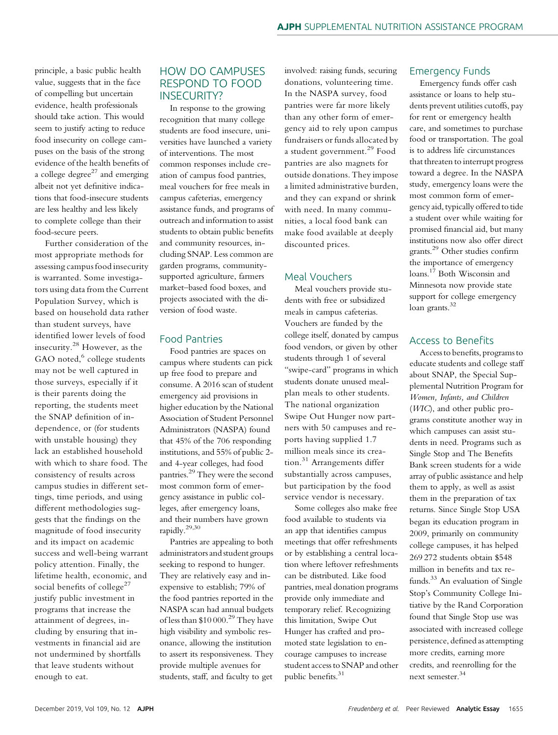principle, a basic public health value, suggests that in the face of compelling but uncertain evidence, health professionals should take action. This would seem to justify acting to reduce food insecurity on college campuses on the basis of the strong evidence of the health benefits of a college degree[27] and emerging albeit not yet definitive indications that food-insecure students are less healthy and less likely to complete college than their food-secure peers.

Further consideration of the most appropriate methods for assessing campus food insecurity is warranted. Some investigators using data from the Current Population Survey, which is based on household data rather than student surveys, have identified lower levels of food insecurity.[28] However, as the GAO noted,[6] college students may not be well captured in those surveys, especially if it is their parents doing the reporting, the students meet the SNAP definition of independence, or (for students with unstable housing) they lack an established household with which to share food. The consistency of results across campus studies in different settings, time periods, and using different methodologies suggests that the findings on the magnitude of food insecurity and its impact on academic success and well-being warrant policy attention. Finally, the lifetime health, economic, and social benefits of college[27] justify public investment in programs that increase the attainment of degrees, including by ensuring that investments in financial aid are not undermined by shortfalls that leave students without enough to eat.

## HOW DO CAMPUSES RESPOND TO FOOD INSECURITY?

In response to the growing recognition that many college students are food insecure, universities have launched a variety of interventions. The most common responses include creation of campus food pantries, meal vouchers for free meals in campus cafeterias, emergency assistance funds, and programs of outreach and information to assist students to obtain public benefits and community resources, including SNAP. Less common are garden programs, community-supported agriculture, farmers market–based food boxes, and projects associated with the diversion of food waste.

### Food Pantries

Food pantries are spaces on campus where students can pick up free food to prepare and consume. A 2016 scan of student emergency aid provisions in higher education by the National Association of Student Personnel Administrators (NASPA) found that 45% of the 706 responding institutions, and 55% of public 2- and 4-year colleges, had food pantries.[29] They were the second most common form of emergency assistance in public colleges, after emergency loans, and their numbers have grown rapidly.[29,30]

Pantries are appealing to both administrators and student groups seeking to respond to hunger. They are relatively easy and inexpensive to establish; 79% of the food pantries reported in the NASPA scan had annual budgets of less than $10 000.[29] They have high visibility and symbolic resonance, allowing the institution to assert its responsiveness. They provide multiple avenues for students, staff, and faculty to get involved: raising funds, securing donations, volunteering time. In the NASPA survey, food pantries were far more likely than any other form of emergency aid to rely upon campus fundraisers or funds allocated by a student government.[29] Food pantries are also magnets for outside donations. They impose a limited administrative burden, and they can expand or shrink with need. In many communities, a local food bank can make food available at deeply discounted prices.

### Meal Vouchers

Meal vouchers provide students with free or subsidized meals in campus cafeterias. Vouchers are funded by the college itself, donated by campus food vendors, or given by other students through 1 of several "swipe-card" programs in which students donate unused meal-plan meals to other students. The national organization Swipe Out Hunger now partners with 50 campuses and reports having supplied 1.7 million meals since its creation.[31] Arrangements differ substantially across campuses, but participation by the food service vendor is necessary.

Some colleges also make free food available to students via an app that identifies campus meetings that offer refreshments or by establishing a central location where leftover refreshments can be distributed. Like food pantries, meal donation programs provide only immediate and temporary relief. Recognizing this limitation, Swipe Out Hunger has crafted and promoted state legislation to encourage campuses to increase student access to SNAP and other public benefits.[31]

### Emergency Funds

Emergency funds offer cash assistance or loans to help students prevent utilities cutoffs, pay for rent or emergency health care, and sometimes to purchase food or transportation. The goal is to address life circumstances that threaten to interrupt progress toward a degree. In the NASPA study, emergency loans were the most common form of emergency aid, typically offered to tide a student over while waiting for promised financial aid, but many institutions now also offer direct grants.[29] Other studies confirm the importance of emergency loans.[17] Both Wisconsin and Minnesota now provide state support for college emergency loan grants.[32]

### Access to Benefits

Access to benefits, programs to educate students and college staff about SNAP, the Special Supplemental Nutrition Program for *Women, Infants, and Children* (*WIC*), and other public programs constitute another way in which campuses can assist students in need. Programs such as Single Stop and The Benefits Bank screen students for a wide array of public assistance and help them to apply, as well as assist them in the preparation of tax returns. Since Single Stop USA began its education program in 2009, primarily on community college campuses, it has helped 269 272 students obtain $548 million in benefits and tax refunds.[33] An evaluation of Single Stop's Community College Initiative by the Rand Corporation found that Single Stop use was associated with increased college persistence, defined as attempting more credits, earning more credits, and reenrolling for the next semester.[34]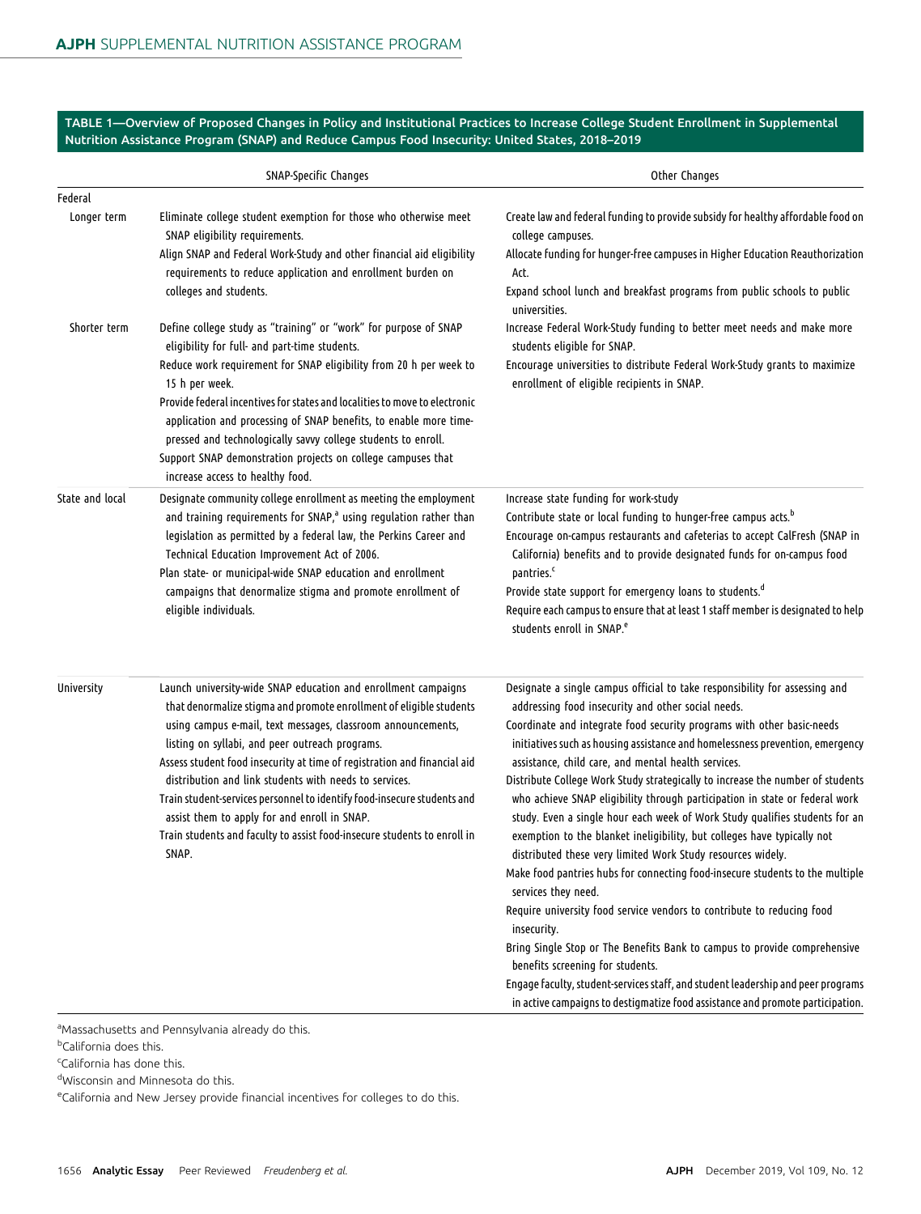**TABLE 1—Overview of Proposed Changes in Policy and Institutional Practices to Increase College Student Enrollment in Supplemental Nutrition Assistance Program (SNAP) and Reduce Campus Food Insecurity: United States, 2018–2019**

| | | SNAP-Specific Changes | Other Changes |
|---|---|---|---|
| Federal | | | |
| | Longer term | Eliminate college student exemption for those who otherwise meet SNAP eligibility requirements.<br>Align SNAP and Federal Work-Study and other financial aid eligibility requirements to reduce application and enrollment burden on colleges and students. | Create law and federal funding to provide subsidy for healthy affordable food on college campuses.<br>Allocate funding for hunger-free campuses in Higher Education Reauthorization Act.<br>Expand school lunch and breakfast programs from public schools to public universities. |
| | Shorter term | Define college study as "training" or "work" for purpose of SNAP eligibility for full- and part-time students.<br>Reduce work requirement for SNAP eligibility from 20 h per week to 15 h per week.<br>Provide federal incentives for states and localities to move to electronic application and processing of SNAP benefits, to enable more time-pressed and technologically savvy college students to enroll.<br>Support SNAP demonstration projects on college campuses that increase access to healthy food. | Increase Federal Work-Study funding to better meet needs and make more students eligible for SNAP.<br>Encourage universities to distribute Federal Work-Study grants to maximize enrollment of eligible recipients in SNAP. |
| State and local | | Designate community college enrollment as meeting the employment and training requirements for SNAP,[a] using regulation rather than legislation as permitted by a federal law, the Perkins Career and Technical Education Improvement Act of 2006.<br>Plan state- or municipal-wide SNAP education and enrollment campaigns that denormalize stigma and promote enrollment of eligible individuals. | Increase state funding for work-study<br>Contribute state or local funding to hunger-free campus acts.[b]<br>Encourage on-campus restaurants and cafeterias to accept CalFresh (SNAP in California) benefits and to provide designated funds for on-campus food pantries.[c]<br>Provide state support for emergency loans to students.[d]<br>Require each campus to ensure that at least 1 staff member is designated to help students enroll in SNAP.[e] |
| University | | Launch university-wide SNAP education and enrollment campaigns that denormalize stigma and promote enrollment of eligible students using campus e-mail, text messages, classroom announcements, listing on syllabi, and peer outreach programs.<br>Assess student food insecurity at time of registration and financial aid distribution and link students with needs to services.<br>Train student-services personnel to identify food-insecure students and assist them to apply for and enroll in SNAP.<br>Train students and faculty to assist food-insecure students to enroll in SNAP. | Designate a single campus official to take responsibility for assessing and addressing food insecurity and other social needs.<br>Coordinate and integrate food security programs with other basic-needs initiatives such as housing assistance and homelessness prevention, emergency assistance, child care, and mental health services.<br>Distribute College Work Study strategically to increase the number of students who achieve SNAP eligibility through participation in state or federal work study. Even a single hour each week of Work Study qualifies students for an exemption to the blanket ineligibility, but colleges have typically not distributed these very limited Work Study resources widely.<br>Make food pantries hubs for connecting food-insecure students to the multiple services they need.<br>Require university food service vendors to contribute to reducing food insecurity.<br>Bring Single Stop or The Benefits Bank to campus to provide comprehensive benefits screening for students.<br>Engage faculty, student-services staff, and student leadership and peer programs in active campaigns to destigmatize food assistance and promote participation. |

[a]Massachusetts and Pennsylvania already do this.
[b]California does this.
[c]California has done this.
[d]Wisconsin and Minnesota do this.
[e]California and New Jersey provide financial incentives for colleges to do this.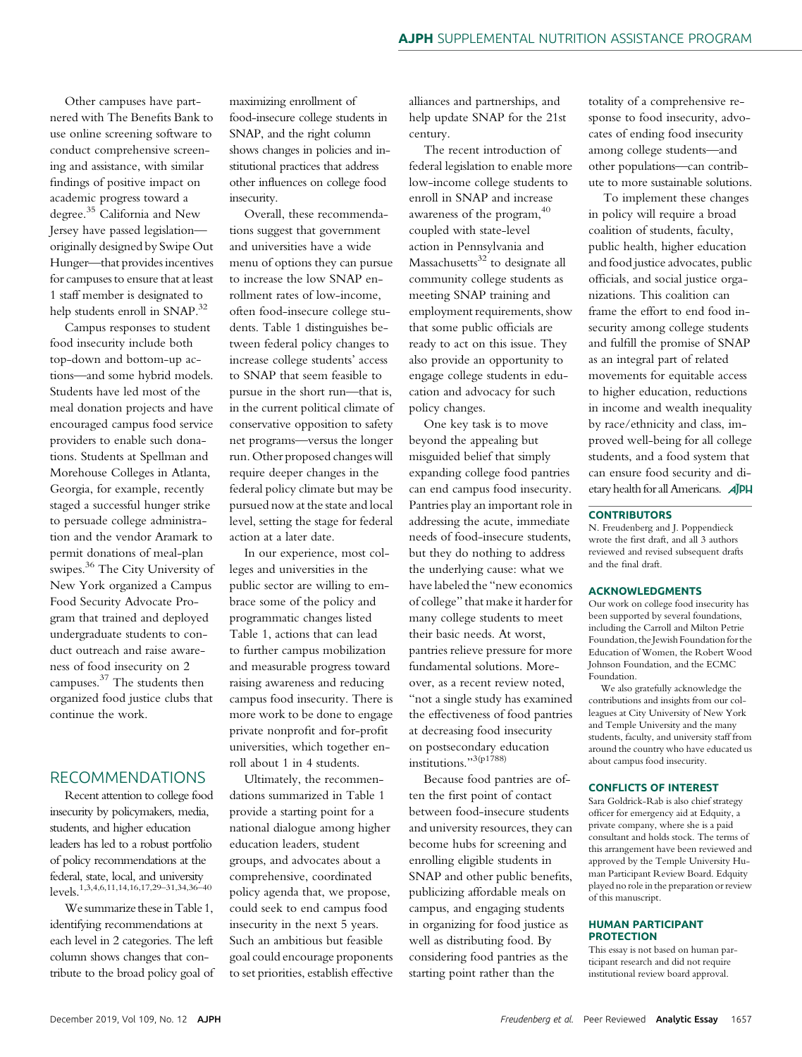Other campuses have partnered with The Benefits Bank to use online screening software to conduct comprehensive screening and assistance, with similar findings of positive impact on academic progress toward a degree.[35] California and New Jersey have passed legislation—originally designed by Swipe Out Hunger—that provides incentives for campuses to ensure that at least 1 staff member is designated to help students enroll in SNAP.[32]

Campus responses to student food insecurity include both top-down and bottom-up actions—and some hybrid models. Students have led most of the meal donation projects and have encouraged campus food service providers to enable such donations. Students at Spellman and Morehouse Colleges in Atlanta, Georgia, for example, recently staged a successful hunger strike to persuade college administration and the vendor Aramark to permit donations of meal-plan swipes.[36] The City University of New York organized a Campus Food Security Advocate Program that trained and deployed undergraduate students to conduct outreach and raise awareness of food insecurity on 2 campuses.[37] The students then organized food justice clubs that continue the work.

## RECOMMENDATIONS

Recent attention to college food insecurity by policymakers, media, students, and higher education leaders has led to a robust portfolio of policy recommendations at the federal, state, local, and university levels.[1,3,4,6,11,14,16,17,29–31,34,36–40]

We summarize these in Table 1, identifying recommendations at each level in 2 categories. The left column shows changes that contribute to the broad policy goal of maximizing enrollment of food-insecure college students in SNAP, and the right column shows changes in policies and institutional practices that address other influences on college food insecurity.

Overall, these recommendations suggest that government and universities have a wide menu of options they can pursue to increase the low SNAP enrollment rates of low-income, often food-insecure college students. Table 1 distinguishes between federal policy changes to increase college students' access to SNAP that seem feasible to pursue in the short run—that is, in the current political climate of conservative opposition to safety net programs—versus the longer run. Other proposed changes will require deeper changes in the federal policy climate but may be pursued now at the state and local level, setting the stage for federal action at a later date.

In our experience, most colleges and universities in the public sector are willing to embrace some of the policy and programmatic changes listed Table 1, actions that can lead to further campus mobilization and measurable progress toward raising awareness and reducing campus food insecurity. There is more work to be done to engage private nonprofit and for-profit universities, which together enroll about 1 in 4 students.

Ultimately, the recommendations summarized in Table 1 provide a starting point for a national dialogue among higher education leaders, student groups, and advocates about a comprehensive, coordinated policy agenda that, we propose, could seek to end campus food insecurity in the next 5 years. Such an ambitious but feasible goal could encourage proponents to set priorities, establish effective alliances and partnerships, and help update SNAP for the 21st century.

The recent introduction of federal legislation to enable more low-income college students to enroll in SNAP and increase awareness of the program,[40] coupled with state-level action in Pennsylvania and Massachusetts[32] to designate all community college students as meeting SNAP training and employment requirements, show that some public officials are ready to act on this issue. They also provide an opportunity to engage college students in education and advocacy for such policy changes.

One key task is to move beyond the appealing but misguided belief that simply expanding college food pantries can end campus food insecurity. Pantries play an important role in addressing the acute, immediate needs of food-insecure students, but they do nothing to address the underlying cause: what we have labeled the "new economics of college" that make it harder for many college students to meet their basic needs. At worst, pantries relieve pressure for more fundamental solutions. Moreover, as a recent review noted, "not a single study has examined the effectiveness of food pantries at decreasing food insecurity on postsecondary education institutions."[3(p1788)]

Because food pantries are often the first point of contact between food-insecure students and university resources, they can become hubs for screening and enrolling eligible students in SNAP and other public benefits, publicizing affordable meals on campus, and engaging students in organizing for food justice as well as distributing food. By considering food pantries as the starting point rather than the totality of a comprehensive response to food insecurity, advocates of ending food insecurity among college students—and other populations—can contribute to more sustainable solutions.

To implement these changes in policy will require a broad coalition of students, faculty, public health, higher education and food justice advocates, public officials, and social justice organizations. This coalition can frame the effort to end food insecurity among college students and fulfill the promise of SNAP as an integral part of related movements for equitable access to higher education, reductions in income and wealth inequality by race/ethnicity and class, improved well-being for all college students, and a food system that can ensure food security and dietary health for all Americans. AJPH

### CONTRIBUTORS

N. Freudenberg and J. Poppendieck wrote the first draft, and all 3 authors reviewed and revised subsequent drafts and the final draft.

### ACKNOWLEDGMENTS

Our work on college food insecurity has been supported by several foundations, including the Carroll and Milton Petrie Foundation, the Jewish Foundation for the Education of Women, the Robert Wood Johnson Foundation, and the ECMC Foundation.

We also gratefully acknowledge the contributions and insights from our colleagues at City University of New York and Temple University and the many students, faculty, and university staff from around the country who have educated us about campus food insecurity.

### CONFLICTS OF INTEREST

Sara Goldrick-Rab is also chief strategy officer for emergency aid at Edquity, a private company, where she is a paid consultant and holds stock. The terms of this arrangement have been reviewed and approved by the Temple University Human Participant Review Board. Edquity played no role in the preparation or review of this manuscript.

### HUMAN PARTICIPANT PROTECTION

This essay is not based on human participant research and did not require institutional review board approval.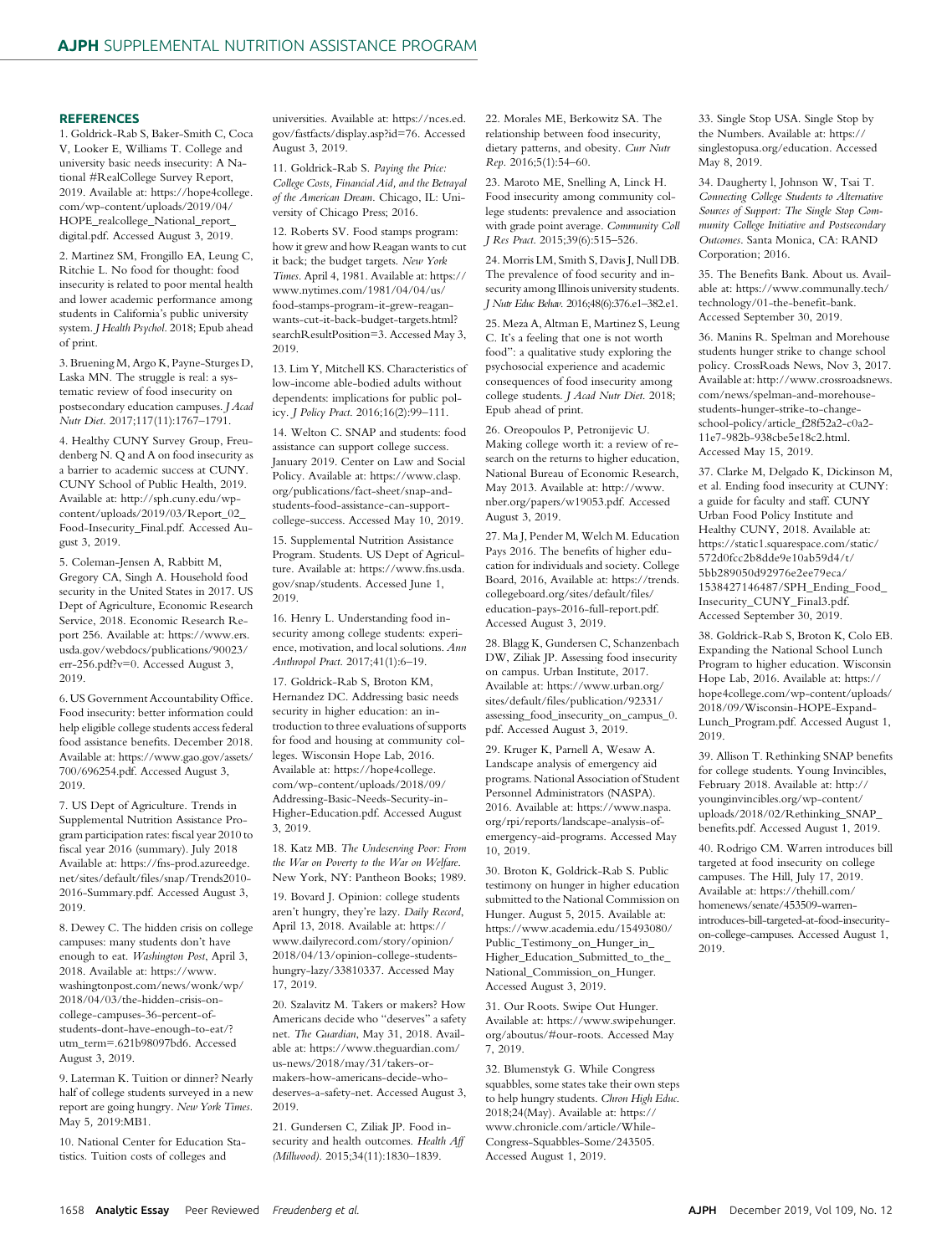## REFERENCES

1. Goldrick-Rab S, Baker-Smith C, Coca V, Looker E, Williams T. College and university basic needs insecurity: A National #RealCollege Survey Report, 2019. Available at: https://hope4college.com/wp-content/uploads/2019/04/HOPE_realcollege_National_report_digital.pdf. Accessed August 3, 2019.

2. Martinez SM, Frongillo EA, Leung C, Ritchie L. No food for thought: food insecurity is related to poor mental health and lower academic performance among students in California's public university system. *J Health Psychol*. 2018; Epub ahead of print.

3. Bruening M, Argo K, Payne-Sturges D, Laska MN. The struggle is real: a systematic review of food insecurity on postsecondary education campuses. *J Acad Nutr Diet*. 2017;117(11):1767–1791.

4. Healthy CUNY Survey Group, Freudenberg N. Q and A on food insecurity as a barrier to academic success at CUNY. CUNY School of Public Health, 2019. Available at: http://sph.cuny.edu/wp-content/uploads/2019/03/Report_02_Food-Insecurity_Final.pdf. Accessed August 3, 2019.

5. Coleman-Jensen A, Rabbitt M, Gregory CA, Singh A. Household food security in the United States in 2017. US Dept of Agriculture, Economic Research Service, 2018. Economic Research Report 256. Available at: https://www.ers.usda.gov/webdocs/publications/90023/err-256.pdf?v=0. Accessed August 3, 2019.

6. US Government Accountability Office. Food insecurity: better information could help eligible college students access federal food assistance benefits. December 2018. Available at: https://www.gao.gov/assets/700/696254.pdf. Accessed August 3, 2019.

7. US Dept of Agriculture. Trends in Supplemental Nutrition Assistance Program participation rates: fiscal year 2010 to fiscal year 2016 (summary). July 2018 Available at: https://fns-prod.azureedge.net/sites/default/files/snap/Trends2010-2016-Summary.pdf. Accessed August 3, 2019.

8. Dewey C. The hidden crisis on college campuses: many students don't have enough to eat. *Washington Post*, April 3, 2018. Available at: https://www.washingtonpost.com/news/wonk/wp/2018/04/03/the-hidden-crisis-on-college-campuses-36-percent-of-students-dont-have-enough-to-eat/?utm_term=.621b98097bd6. Accessed August 3, 2019.

9. Laterman K. Tuition or dinner? Nearly half of college students surveyed in a new report are going hungry. *New York Times*. May 5, 2019:MB1.

10. National Center for Education Statistics. Tuition costs of colleges and universities. Available at: https://nces.ed.gov/fastfacts/display.asp?id=76. Accessed August 3, 2019.

11. Goldrick-Rab S. *Paying the Price: College Costs, Financial Aid, and the Betrayal of the American Dream*. Chicago, IL: University of Chicago Press; 2016.

12. Roberts SV. Food stamps program: how it grew and how Reagan wants to cut it back; the budget targets. *New York Times*. April 4, 1981. Available at: https://www.nytimes.com/1981/04/04/us/food-stamps-program-it-grew-reagan-wants-cut-it-back-budget-targets.html?searchResultPosition=3. Accessed May 3, 2019.

13. Lim Y, Mitchell KS. Characteristics of low-income able-bodied adults without dependents: implications for public policy. *J Policy Pract*. 2016;16(2):99–111.

14. Welton C. SNAP and students: food assistance can support college success. January 2019. Center on Law and Social Policy. Available at: https://www.clasp.org/publications/fact-sheet/snap-and-students-food-assistance-can-support-college-success. Accessed May 10, 2019.

15. Supplemental Nutrition Assistance Program. Students. US Dept of Agriculture. Available at: https://www.fns.usda.gov/snap/students. Accessed June 1, 2019.

16. Henry L. Understanding food insecurity among college students: experience, motivation, and local solutions. *Ann Anthropol Pract*. 2017;41(1):6–19.

17. Goldrick-Rab S, Broton KM, Hernandez DC. Addressing basic needs security in higher education: an introduction to three evaluations of supports for food and housing at community colleges. Wisconsin Hope Lab, 2016. Available at: https://hope4college.com/wp-content/uploads/2018/09/Addressing-Basic-Needs-Security-in-Higher-Education.pdf. Accessed August 3, 2019.

18. Katz MB. *The Undeserving Poor: From the War on Poverty to the War on Welfare*. New York, NY: Pantheon Books; 1989.

19. Bovard J. Opinion: college students aren't hungry, they're lazy. *Daily Record*, April 13, 2018. Available at: https://www.dailyrecord.com/story/opinion/2018/04/13/opinion-college-students-hungry-lazy/33810337. Accessed May 17, 2019.

20. Szalavitz M. Takers or makers? How Americans decide who "deserves" a safety net. *The Guardian*, May 31, 2018. Available at: https://www.theguardian.com/us-news/2018/may/31/takers-or-makers-how-americans-decide-who-deserves-a-safety-net. Accessed August 3, 2019.

21. Gundersen C, Ziliak JP. Food insecurity and health outcomes. *Health Aff (Millwood)*. 2015;34(11):1830–1839.

22. Morales ME, Berkowitz SA. The relationship between food insecurity, dietary patterns, and obesity. *Curr Nutr Rep*. 2016;5(1):54–60.

23. Maroto ME, Snelling A, Linck H. Food insecurity among community college students: prevalence and association with grade point average. *Community Coll J Res Pract*. 2015;39(6):515–526.

24. Morris LM, Smith S, Davis J, Null DB. The prevalence of food security and insecurity among Illinois university students. *J Nutr Educ Behav*. 2016;48(6):376.e1–382.e1.

25. Meza A, Altman E, Martinez S, Leung C. It's a feeling that one is not worth food": a qualitative study exploring the psychosocial experience and academic consequences of food insecurity among college students. *J Acad Nutr Diet*. 2018; Epub ahead of print.

26. Oreopoulos P, Petronijevic U. Making college worth it: a review of research on the returns to higher education, National Bureau of Economic Research, May 2013. Available at: http://www.nber.org/papers/w19053.pdf. Accessed August 3, 2019.

27. Ma J, Pender M, Welch M. Education Pays 2016. The benefits of higher education for individuals and society. College Board, 2016, Available at: https://trends.collegeboard.org/sites/default/files/education-pays-2016-full-report.pdf. Accessed August 3, 2019.

28. Blagg K, Gundersen C, Schanzenbach DW, Ziliak JP. Assessing food insecurity on campus. Urban Institute, 2017. Available at: https://www.urban.org/sites/default/files/publication/92331/assessing_food_insecurity_on_campus_0.pdf. Accessed August 3, 2019.

29. Kruger K, Parnell A, Wesaw A. Landscape analysis of emergency aid programs. National Association of Student Personnel Administrators (NASPA). 2016. Available at: https://www.naspa.org/rpi/reports/landscape-analysis-of-emergency-aid-programs. Accessed May 10, 2019.

30. Broton K, Goldrick-Rab S. Public testimony on hunger in higher education submitted to the National Commission on Hunger. August 5, 2015. Available at: https://www.academia.edu/15493080/Public_Testimony_on_Hunger_in_Higher_Education_Submitted_to_the_National_Commission_on_Hunger. Accessed August 3, 2019.

31. Our Roots. Swipe Out Hunger. Available at: https://www.swipehunger.org/aboutus/#our-roots. Accessed May 7, 2019.

32. Blumenstyk G. While Congress squabbles, some states take their own steps to help hungry students. *Chron High Educ*. 2018;24(May). Available at: https://www.chronicle.com/article/While-Congress-Squabbles-Some/243505. Accessed August 1, 2019.

33. Single Stop USA. Single Stop by the Numbers. Available at: https://singlestopusa.org/education. Accessed May 8, 2019.

34. Daugherty l, Johnson W, Tsai T. *Connecting College Students to Alternative Sources of Support: The Single Stop Community College Initiative and Postsecondary Outcomes*. Santa Monica, CA: RAND Corporation; 2016.

35. The Benefits Bank. About us. Available at: https://www.communally.tech/technology/01-the-benefit-bank. Accessed September 30, 2019.

36. Manins R. Spelman and Morehouse students hunger strike to change school policy. CrossRoads News, Nov 3, 2017. Available at: http://www.crossroadsnews.com/news/spelman-and-morehouse-students-hunger-strike-to-change-school-policy/article_f28f52a2-c0a2-11e7-982b-938cbe5e18c2.html. Accessed May 15, 2019.

37. Clarke M, Delgado K, Dickinson M, et al. Ending food insecurity at CUNY: a guide for faculty and staff. CUNY Urban Food Policy Institute and Healthy CUNY, 2018. Available at: https://static1.squarespace.com/static/572d0fcc2b8dde9e10ab59d4/t/5bb289050d92976e2ee79eca/1538427146487/SPH_Ending_Food_Insecurity_CUNY_Final3.pdf. Accessed September 30, 2019.

38. Goldrick-Rab S, Broton K, Colo EB. Expanding the National School Lunch Program to higher education. Wisconsin Hope Lab, 2016. Available at: https://hope4college.com/wp-content/uploads/2018/09/Wisconsin-HOPE-Expand-Lunch_Program.pdf. Accessed August 1, 2019.

39. Allison T. Rethinking SNAP benefits for college students. Young Invincibles, February 2018. Available at: http://younginvincibles.org/wp-content/uploads/2018/02/Rethinking_SNAP_benefits.pdf. Accessed August 1, 2019.

40. Rodrigo CM. Warren introduces bill targeted at food insecurity on college campuses. The Hill, July 17, 2019. Available at: https://thehill.com/homenews/senate/453509-warren-introduces-bill-targeted-at-food-insecurity-on-college-campuses. Accessed August 1, 2019.